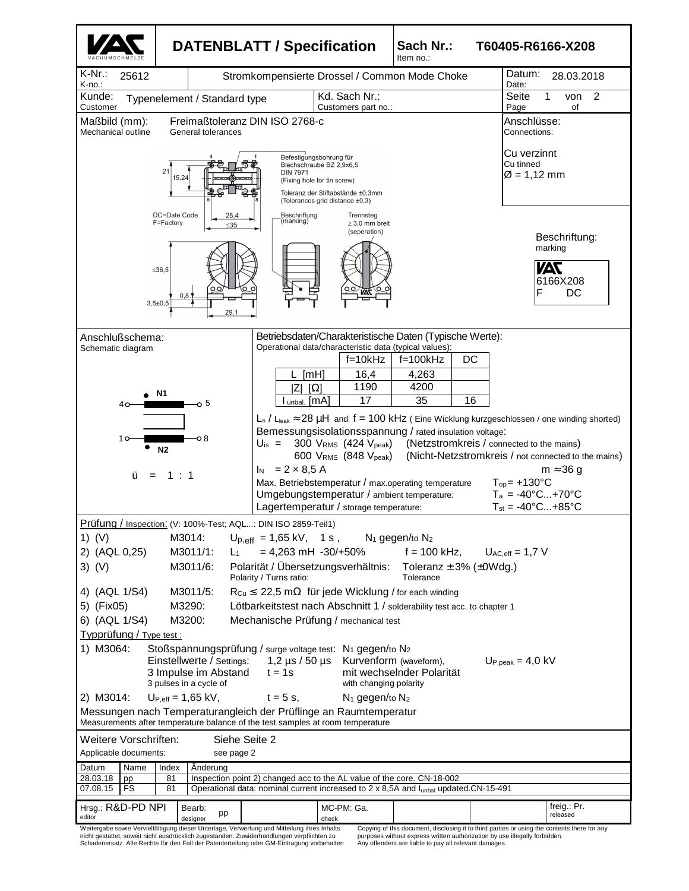# DATENBLATT / Specification

**Sach Nr.:** Item no.: **T60405-R6166-X208**

K-Nr.: K-no.: 25612

Stromkompensierte Drossel / Common Mode Choke

Datum: Date: 28.03.2018

Kunde: Customer: Typenelement / Standard type

Kd. Sach Nr.: Customers part no.:

Seite 1 von 2 / Page 1 of 2

**Maßbild (mm):** Mechanical outline

Freimaßtoleranz DIN ISO 2768-c
General tolerances

Befestigungsbohrung für Blechschraube BZ 2,9x6,5 DIN 7971
(Fixing hole for tin screw)

Toleranz der Stiftabstände ±0,3mm
(Tolerances grid distance ±0,3)

DC=Date Code
F=Factory

Beschriftung (marking)

Trennsteg ≥ 3,0 mm breit (seperation)

Dimensions: 21; 15,24; 25,4; ≤35; ≤36,5; 0,8; 3,5±0,5; 29,1

**Anschlüsse:** Connections:

Cu verzinnt
Cu tinned
Ø = 1,12 mm

**Beschriftung:** marking

VAC
6166X208
F DC

**Anschlußschema:** Schematic diagram

N1: 4 – 5
N2: 1 – 8

ü = 1 : 1

**Betriebsdaten/Charakteristische Daten (Typische Werte):**
Operational data/characteristic data (typical values):

| | f=10kHz | f=100kHz | DC |
|---|---|---|---|
| L [mH] | 16,4 | 4,263 | |
| \|Z\| [Ω] | 1190 | 4200 | |
| $I_{unbal.}$ [mA] | 17 | 35 | 16 |

$L_s$ / $L_{leak}$ ≈ 28 µH and f = 100 kHz ( Eine Wicklung kurzgeschlossen / one winding shorted)

Bemessungsisolationsspannung / rated insulation voltage:

$U_{is}$ = 300 $V_{RMS}$ (424 $V_{peak}$) (Netzstromkreis / connected to the mains)
600 $V_{RMS}$ (848 $V_{peak}$) (Nicht-Netzstromkreis / not connected to the mains)

$I_N$ = 2 × 8,5 A    m ≈ 36 g

Max. Betriebstemperatur / max.operating temperature $T_{op}$ = +130°C
Umgebungstemperatur / ambient temperature: $T_a$ = -40°C...+70°C
Lagertemperatur / storage temperature: $T_{st}$ = -40°C...+85°C

**Prüfung / Inspection:** (V: 100%-Test; AQL...: DIN ISO 2859-Teil1)

1) (V) M3014: $U_{p,eff}$ = 1,65 kV, 1 s , $N_1$ gegen/to $N_2$
2) (AQL 0,25) M3011/1: $L_1$ = 4,263 mH -30/+50% f = 100 kHz, $U_{AC,eff}$ = 1,7 V
3) (V) M3011/6: Polarität / Übersetzungsverhältnis: Polarity / Turns ratio: Toleranz ± 3% (±0Wdg.) Tolerance
4) (AQL 1/S4) M3011/5: $R_{Cu}$ ≤ 22,5 mΩ für jede Wicklung / for each winding
5) (Fix05) M3290: Lötbarkeitstest nach Abschnitt 1 / solderability test acc. to chapter 1
6) (AQL 1/S4) M3200: Mechanische Prüfung / mechanical test

**Typprüfung / Type test :**

1) M3064: Stoßspannungsprüfung / surge voltage test: $N_1$ gegen/to $N_2$
Einstellwerte / Settings: 1,2 µs / 50 µs Kurvenform (waveform), $U_{P,peak}$ = 4,0 kV
3 Impulse im Abstand / 3 pulses in a cycle of t = 1s mit wechselnder Polarität / with changing polarity
2) M3014: $U_{P,eff}$ = 1,65 kV, t = 5 s, $N_1$ gegen/to $N_2$

Messungen nach Temperaturangleich der Prüflinge an Raumtemperatur
Measurements after temperature balance of the test samples at room temperature

Weitere Vorschriften: Applicable documents: Siehe Seite 2 / see page 2

| Datum | Name | Index | Änderung |
|---|---|---|---|
| 28.03.18 | pp | 81 | Inspection point 2) changed acc to the AL value of the core. CN-18-002 |
| 07.08.15 | FS | 81 | Operational data: nominal current increased to 2 x 8,5A and $I_{unbal}$ updated.CN-15-491 |

Hrsg.: R&D-PD NPI (editor) | Bearb.: pp (designer) | MC-PM: Ga. (check) | freig.: Pr. (released)

Weitergabe sowie Vervielfältigung dieser Unterlage, Verwertung und Mitteilung ihres Inhalts nicht gestattet, soweit nicht ausdrücklich zugestanden. Zuwiderhandlungen verpflichten zu Schadenersatz. Alle Rechte für den Fall der Patenterteilung oder GM-Eintragung vorbehalten

Copying of this document, disclosing it to third parties or using the contents there for any purposes without express written authorization by use illegally forbidden. Any offenders are liable to pay all relevant damages.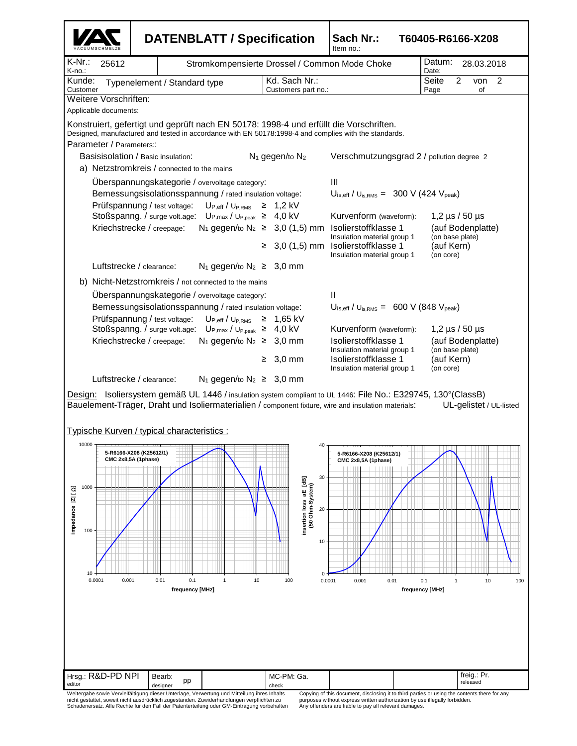# DATENBLATT / Specification

**Sach Nr.:** / Item no.: **T60405-R6166-X208**

| | | | |
|---|---|---|---|
| K-Nr.: / K-no.: 25612 | Stromkompensierte Drossel / Common Mode Choke | | Datum: / Date: 28.03.2018 |
| Kunde: / Customer: Typenelement / Standard type | Kd. Sach Nr.: / Customers part no.: | | Seite / Page 2 von / of 2 |

Weitere Vorschriften:

Applicable documents:

Konstruiert, gefertigt und geprüft nach EN 50178: 1998-4 und erfüllt die Vorschriften.
Designed, manufactured and tested in accordance with EN 50178:1998-4 and complies with the standards.

Parameter / Parameters::

Basisisolation / Basic insulation: $N_1$ gegen/to $N_2$ — Verschmutzungsgrad 2 / pollution degree 2

a) Netzstromkreis / connected to the mains

| | | |
|---|---|---|
| Überspannungskategorie / overvoltage category: | III | |
| Bemessungsisolationsspannung / rated insulation voltage: | $U_{is,eff}$ / $U_{is,RMS}$ = 300 V (424 $V_{peak}$) | |
| Prüfspannung / test voltage: $U_{P,eff}$ / $U_{P,RMS}$ ≥ 1,2 kV | | |
| Stoßspanng. / surge volt.age: $U_{P,max}$ / $U_{P,peak}$ ≥ 4,0 kV | Kurvenform (waveform): | 1,2 µs / 50 µs |
| Kriechstrecke / creepage: $N_1$ gegen/to $N_2$ ≥ 3,0 (1,5) mm | Isolierstoffklasse 1 / Insulation material group 1 | (auf Bodenplatte) / (on base plate) |
| ≥ 3,0 (1,5) mm | Isolierstoffklasse 1 / Insulation material group 1 | (auf Kern) / (on core) |
| Luftstrecke / clearance: $N_1$ gegen/to $N_2$ ≥ 3,0 mm | | |

b) Nicht-Netzstromkreis / not connected to the mains

| | | |
|---|---|---|
| Überspannungskategorie / overvoltage category: | II | |
| Bemessungsisolationsspannung / rated insulation voltage: | $U_{is,eff}$ / $U_{is,RMS}$ = 600 V (848 $V_{peak}$) | |
| Prüfspannung / test voltage: $U_{P,eff}$ / $U_{P,RMS}$ ≥ 1,65 kV | | |
| Stoßspanng. / surge volt.age: $U_{P,max}$ / $U_{P,peak}$ ≥ 4,0 kV | Kurvenform (waveform): | 1,2 µs / 50 µs |
| Kriechstrecke / creepage: $N_1$ gegen/to $N_2$ ≥ 3,0 mm | Isolierstoffklasse 1 / Insulation material group 1 | (auf Bodenplatte) / (on base plate) |
| ≥ 3,0 mm | Isolierstoffklasse 1 / Insulation material group 1 | (auf Kern) / (on core) |
| Luftstrecke / clearance: $N_1$ gegen/to $N_2$ ≥ 3,0 mm | | |

Design: Isoliersystem gemäß UL 1446 / insulation system compliant to UL 1446: File No.: E329745, 130°(ClassB)

Bauelement-Träger, Draht und Isoliermaterialien / component fixture, wire and insulation materials: UL-gelistet / UL-listed

Typische Kurven / typical characteristics :

5-R6166-X208 (K25612/1)
CMC 2x8,5A (1phase)
impedance |Z| [Ω]
10000
1000
100
10
0.0001 0.001 0.01 0.1 1 10 100
frequency [MHz]

5-R6166-X208 (K25612/1)
CMC 2x8,5A (1phase)
insertion loss aE [dB] (50 Ohm-System)
40
30
20
10
0
0.0001 0.001 0.01 0.1 1 10 100
frequency [MHz]

| | | | | | |
|---|---|---|---|---|---|
| Hrsg.: R&D-PD NPI / editor | Bearb: / designer pp | | MC-PM: Ga. / check | | freig.: Pr. / released |

Weitergabe sowie Vervielfältigung dieser Unterlage, Verwertung und Mitteilung ihres Inhalts nicht gestattet, soweit nicht ausdrücklich zugestanden. Zuwiderhandlungen verpflichten zu Schadenersatz. Alle Rechte für den Fall der Patenterteilung oder GM-Eintragung vorbehalten

Copying of this document, disclosing it to third parties or using the contents there for any purposes without express written authorization by use illegally forbidden. Any offenders are liable to pay all relevant damages.